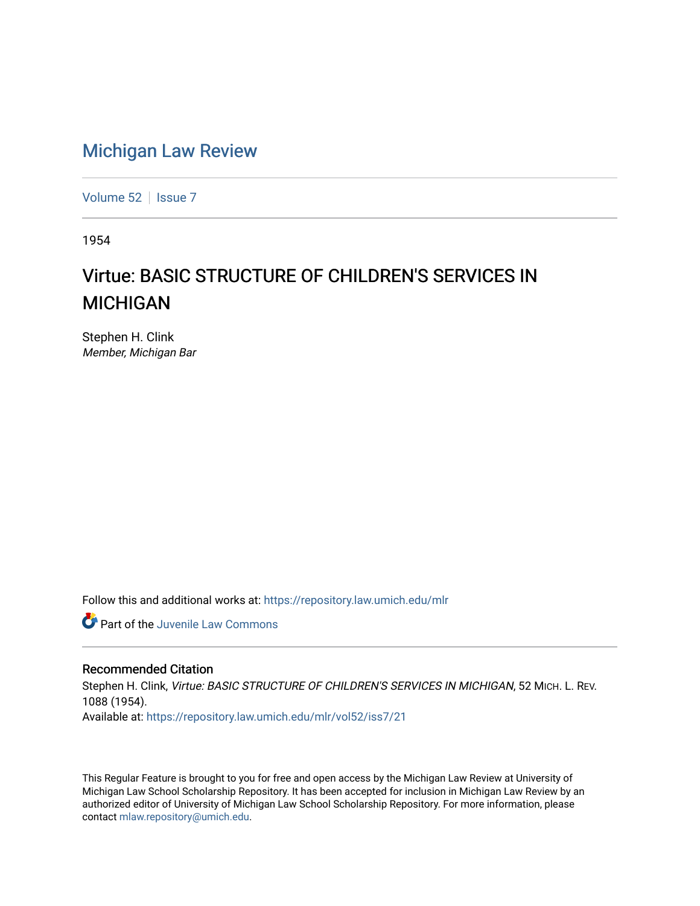# Michigan Law Review

Volume 52 | Issue 7

1954

## Virtue: BASIC STRUCTURE OF CHILDREN'S SERVICES IN MICHIGAN

Stephen H. Clink
*Member, Michigan Bar*

Follow this and additional works at: https://repository.law.umich.edu/mlr

Part of the Juvenile Law Commons

### Recommended Citation

Stephen H. Clink, *Virtue: BASIC STRUCTURE OF CHILDREN'S SERVICES IN MICHIGAN*, 52 MICH. L. REV. 1088 (1954).
Available at: https://repository.law.umich.edu/mlr/vol52/iss7/21

This Regular Feature is brought to you for free and open access by the Michigan Law Review at University of Michigan Law School Scholarship Repository. It has been accepted for inclusion in Michigan Law Review by an authorized editor of University of Michigan Law School Scholarship Repository. For more information, please contact mlaw.repository@umich.edu.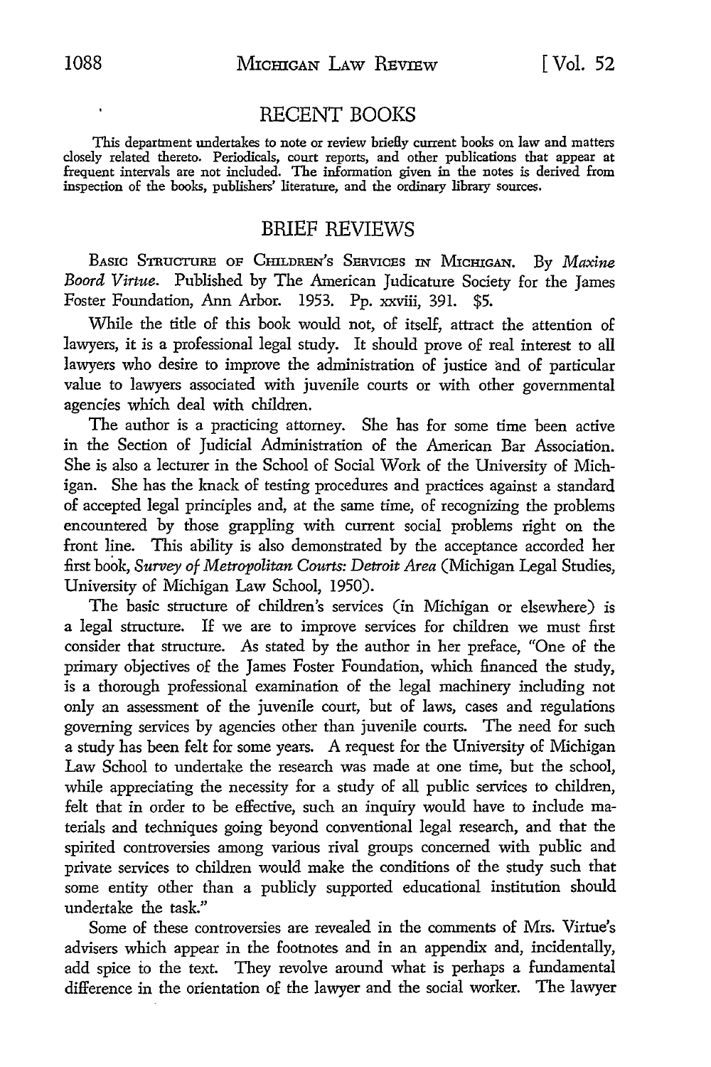## RECENT BOOKS

This department undertakes to note or review briefly current books on law and matters closely related thereto. Periodicals, court reports, and other publications that appear at frequent intervals are not included. The information given in the notes is derived from inspection of the books, publishers' literature, and the ordinary library sources.

## BRIEF REVIEWS

BASIC STRUCTURE OF CHILDREN'S SERVICES IN MICHIGAN. By *Maxine Boord Virtue*. Published by The American Judicature Society for the James Foster Foundation, Ann Arbor. 1953. Pp. xxviii, 391. $5.

While the title of this book would not, of itself, attract the attention of lawyers, it is a professional legal study. It should prove of real interest to all lawyers who desire to improve the administration of justice and of particular value to lawyers associated with juvenile courts or with other governmental agencies which deal with children.

The author is a practicing attorney. She has for some time been active in the Section of Judicial Administration of the American Bar Association. She is also a lecturer in the School of Social Work of the University of Michigan. She has the knack of testing procedures and practices against a standard of accepted legal principles and, at the same time, of recognizing the problems encountered by those grappling with current social problems right on the front line. This ability is also demonstrated by the acceptance accorded her first book, *Survey of Metropolitan Courts: Detroit Area* (Michigan Legal Studies, University of Michigan Law School, 1950).

The basic structure of children's services (in Michigan or elsewhere) is a legal structure. If we are to improve services for children we must first consider that structure. As stated by the author in her preface, "One of the primary objectives of the James Foster Foundation, which financed the study, is a thorough professional examination of the legal machinery including not only an assessment of the juvenile court, but of laws, cases and regulations governing services by agencies other than juvenile courts. The need for such a study has been felt for some years. A request for the University of Michigan Law School to undertake the research was made at one time, but the school, while appreciating the necessity for a study of all public services to children, felt that in order to be effective, such an inquiry would have to include materials and techniques going beyond conventional legal research, and that the spirited controversies among various rival groups concerned with public and private services to children would make the conditions of the study such that some entity other than a publicly supported educational institution should undertake the task."

Some of these controversies are revealed in the comments of Mrs. Virtue's advisers which appear in the footnotes and in an appendix and, incidentally, add spice to the text. They revolve around what is perhaps a fundamental difference in the orientation of the lawyer and the social worker. The lawyer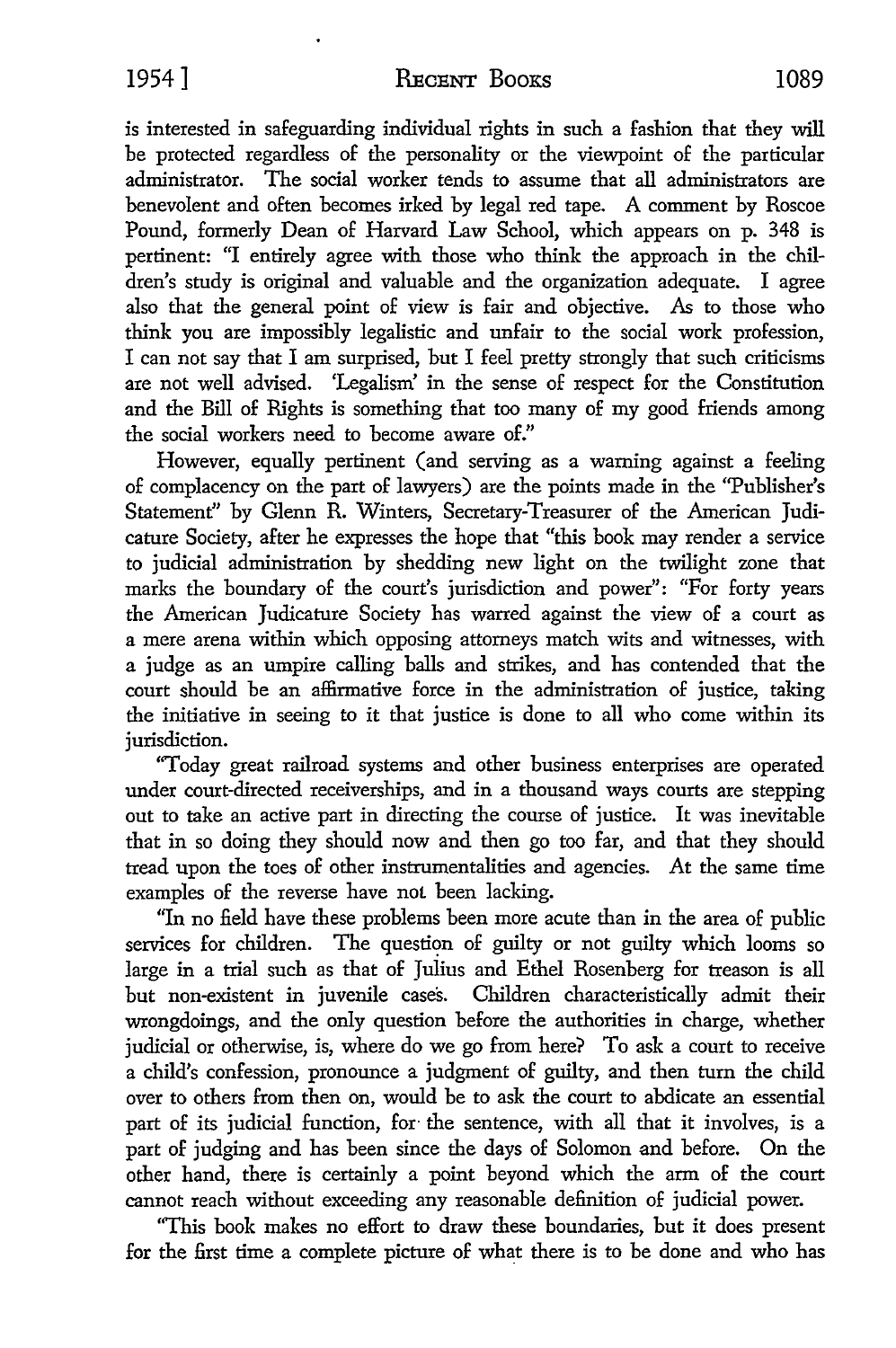is interested in safeguarding individual rights in such a fashion that they will be protected regardless of the personality or the viewpoint of the particular administrator. The social worker tends to assume that all administrators are benevolent and often becomes irked by legal red tape. A comment by Roscoe Pound, formerly Dean of Harvard Law School, which appears on p. 348 is pertinent: "I entirely agree with those who think the approach in the children's study is original and valuable and the organization adequate. I agree also that the general point of view is fair and objective. As to those who think you are impossibly legalistic and unfair to the social work profession, I can not say that I am surprised, but I feel pretty strongly that such criticisms are not well advised. 'Legalism' in the sense of respect for the Constitution and the Bill of Rights is something that too many of my good friends among the social workers need to become aware of."

However, equally pertinent (and serving as a warning against a feeling of complacency on the part of lawyers) are the points made in the "Publisher's Statement" by Glenn R. Winters, Secretary-Treasurer of the American Judicature Society, after he expresses the hope that "this book may render a service to judicial administration by shedding new light on the twilight zone that marks the boundary of the court's jurisdiction and power": "For forty years the American Judicature Society has warred against the view of a court as a mere arena within which opposing attorneys match wits and witnesses, with a judge as an umpire calling balls and strikes, and has contended that the court should be an affirmative force in the administration of justice, taking the initiative in seeing to it that justice is done to all who come within its jurisdiction.

"Today great railroad systems and other business enterprises are operated under court-directed receiverships, and in a thousand ways courts are stepping out to take an active part in directing the course of justice. It was inevitable that in so doing they should now and then go too far, and that they should tread upon the toes of other instrumentalities and agencies. At the same time examples of the reverse have not been lacking.

"In no field have these problems been more acute than in the area of public services for children. The question of guilty or not guilty which looms so large in a trial such as that of Julius and Ethel Rosenberg for treason is all but non-existent in juvenile cases. Children characteristically admit their wrongdoings, and the only question before the authorities in charge, whether judicial or otherwise, is, where do we go from here? To ask a court to receive a child's confession, pronounce a judgment of guilty, and then turn the child over to others from then on, would be to ask the court to abdicate an essential part of its judicial function, for the sentence, with all that it involves, is a part of judging and has been since the days of Solomon and before. On the other hand, there is certainly a point beyond which the arm of the court cannot reach without exceeding any reasonable definition of judicial power.

"This book makes no effort to draw these boundaries, but it does present for the first time a complete picture of what there is to be done and who has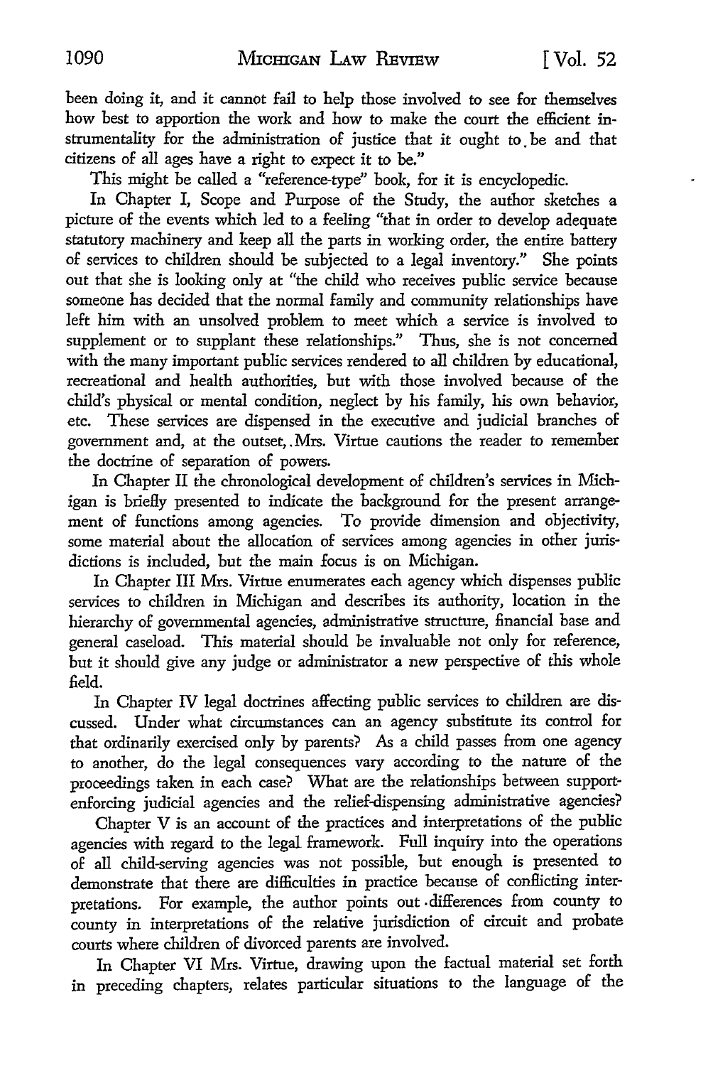been doing it, and it cannot fail to help those involved to see for themselves how best to apportion the work and how to make the court the efficient instrumentality for the administration of justice that it ought to be and that citizens of all ages have a right to expect it to be."

This might be called a "reference-type" book, for it is encyclopedic.

In Chapter I, Scope and Purpose of the Study, the author sketches a picture of the events which led to a feeling "that in order to develop adequate statutory machinery and keep all the parts in working order, the entire battery of services to children should be subjected to a legal inventory." She points out that she is looking only at "the child who receives public service because someone has decided that the normal family and community relationships have left him with an unsolved problem to meet which a service is involved to supplement or to supplant these relationships." Thus, she is not concerned with the many important public services rendered to all children by educational, recreational and health authorities, but with those involved because of the child's physical or mental condition, neglect by his family, his own behavior, etc. These services are dispensed in the executive and judicial branches of government and, at the outset, Mrs. Virtue cautions the reader to remember the doctrine of separation of powers.

In Chapter II the chronological development of children's services in Michigan is briefly presented to indicate the background for the present arrangement of functions among agencies. To provide dimension and objectivity, some material about the allocation of services among agencies in other jurisdictions is included, but the main focus is on Michigan.

In Chapter III Mrs. Virtue enumerates each agency which dispenses public services to children in Michigan and describes its authority, location in the hierarchy of governmental agencies, administrative structure, financial base and general caseload. This material should be invaluable not only for reference, but it should give any judge or administrator a new perspective of this whole field.

In Chapter IV legal doctrines affecting public services to children are discussed. Under what circumstances can an agency substitute its control for that ordinarily exercised only by parents? As a child passes from one agency to another, do the legal consequences vary according to the nature of the proceedings taken in each case? What are the relationships between support-enforcing judicial agencies and the relief-dispensing administrative agencies?

Chapter V is an account of the practices and interpretations of the public agencies with regard to the legal framework. Full inquiry into the operations of all child-serving agencies was not possible, but enough is presented to demonstrate that there are difficulties in practice because of conflicting interpretations. For example, the author points out differences from county to county in interpretations of the relative jurisdiction of circuit and probate courts where children of divorced parents are involved.

In Chapter VI Mrs. Virtue, drawing upon the factual material set forth in preceding chapters, relates particular situations to the language of the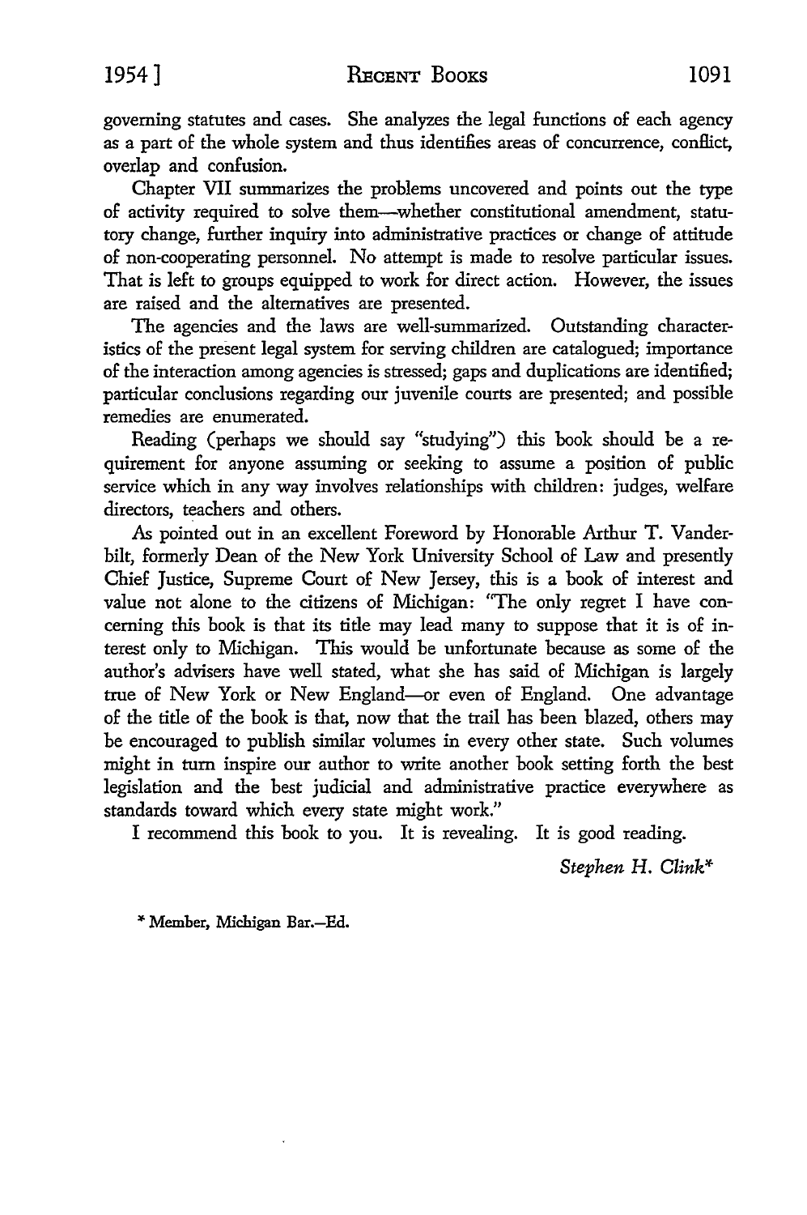governing statutes and cases. She analyzes the legal functions of each agency as a part of the whole system and thus identifies areas of concurrence, conflict, overlap and confusion.

Chapter VII summarizes the problems uncovered and points out the type of activity required to solve them—whether constitutional amendment, statutory change, further inquiry into administrative practices or change of attitude of non-cooperating personnel. No attempt is made to resolve particular issues. That is left to groups equipped to work for direct action. However, the issues are raised and the alternatives are presented.

The agencies and the laws are well-summarized. Outstanding characteristics of the present legal system for serving children are catalogued; importance of the interaction among agencies is stressed; gaps and duplications are identified; particular conclusions regarding our juvenile courts are presented; and possible remedies are enumerated.

Reading (perhaps we should say "studying") this book should be a requirement for anyone assuming or seeking to assume a position of public service which in any way involves relationships with children: judges, welfare directors, teachers and others.

As pointed out in an excellent Foreword by Honorable Arthur T. Vanderbilt, formerly Dean of the New York University School of Law and presently Chief Justice, Supreme Court of New Jersey, this is a book of interest and value not alone to the citizens of Michigan: "The only regret I have concerning this book is that its title may lead many to suppose that it is of interest only to Michigan. This would be unfortunate because as some of the author's advisers have well stated, what she has said of Michigan is largely true of New York or New England—or even of England. One advantage of the title of the book is that, now that the trail has been blazed, others may be encouraged to publish similar volumes in every other state. Such volumes might in turn inspire our author to write another book setting forth the best legislation and the best judicial and administrative practice everywhere as standards toward which every state might work."

I recommend this book to you. It is revealing. It is good reading.

*Stephen H. Clink**

* Member, Michigan Bar.—Ed.